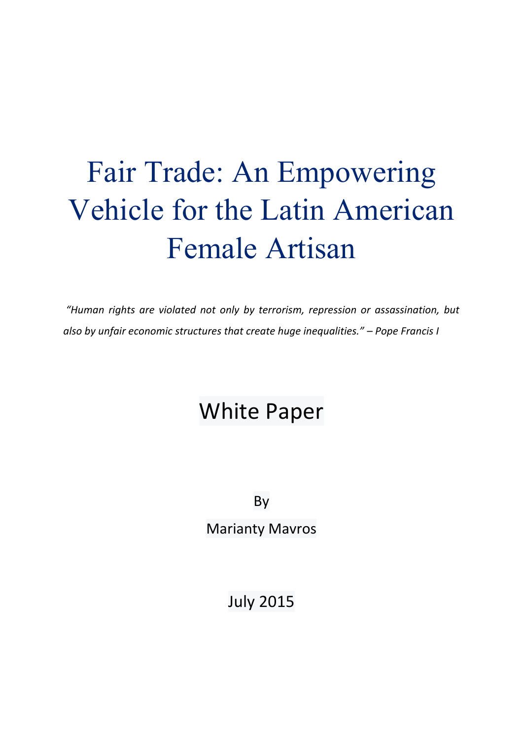# Fair Trade: An Empowering Vehicle for the Latin American Female Artisan

*"Human rights are violated not only by terrorism, repression or assassination, but also by unfair economic structures that create huge inequalities." – Pope Francis I*

## White Paper

By

Marianty Mavros

July 2015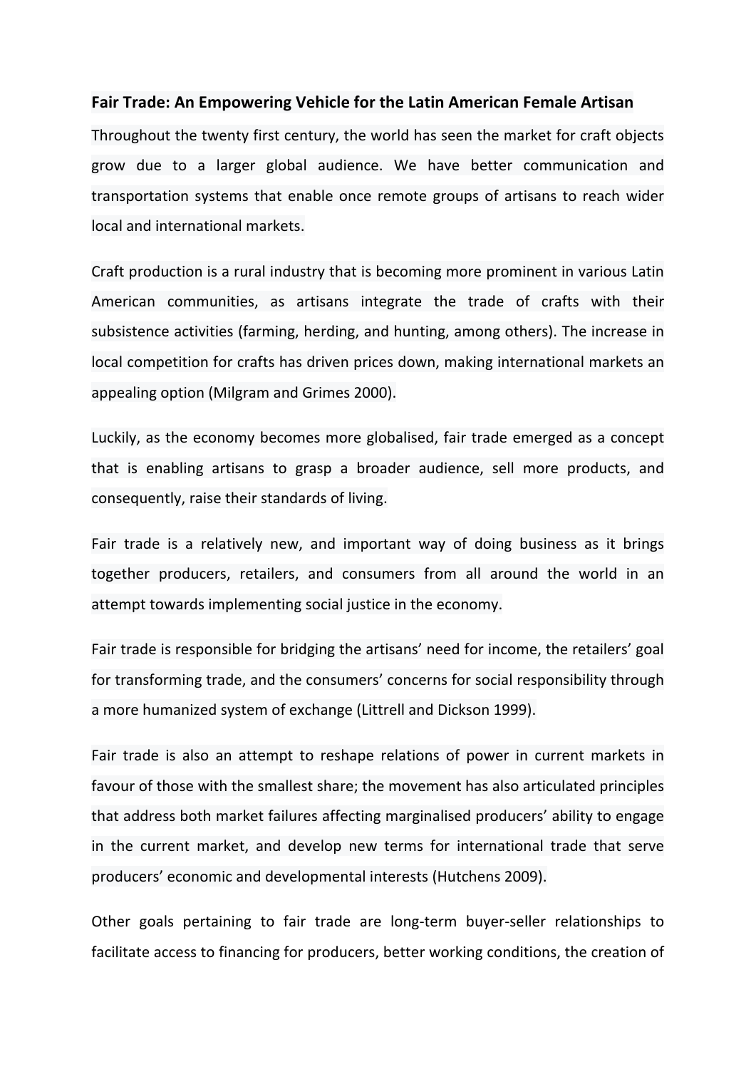## Fair Trade: An Empowering Vehicle for the Latin American Female Artisan

Throughout the twenty first century, the world has seen the market for craft objects grow due to a larger global audience. We have better communication and transportation systems that enable once remote groups of artisans to reach wider local and international markets.

Craft production is a rural industry that is becoming more prominent in various Latin American communities, as artisans integrate the trade of crafts with their subsistence activities (farming, herding, and hunting, among others). The increase in local competition for crafts has driven prices down, making international markets an appealing option (Milgram and Grimes 2000).

Luckily, as the economy becomes more globalised, fair trade emerged as a concept that is enabling artisans to grasp a broader audience, sell more products, and consequently, raise their standards of living.

Fair trade is a relatively new, and important way of doing business as it brings together producers, retailers, and consumers from all around the world in an attempt towards implementing social justice in the economy.

Fair trade is responsible for bridging the artisans' need for income, the retailers' goal for transforming trade, and the consumers' concerns for social responsibility through a more humanized system of exchange (Littrell and Dickson 1999).

Fair trade is also an attempt to reshape relations of power in current markets in favour of those with the smallest share; the movement has also articulated principles that address both market failures affecting marginalised producers' ability to engage in the current market, and develop new terms for international trade that serve producers' economic and developmental interests (Hutchens 2009).

Other goals pertaining to fair trade are long-term buyer-seller relationships to facilitate access to financing for producers, better working conditions, the creation of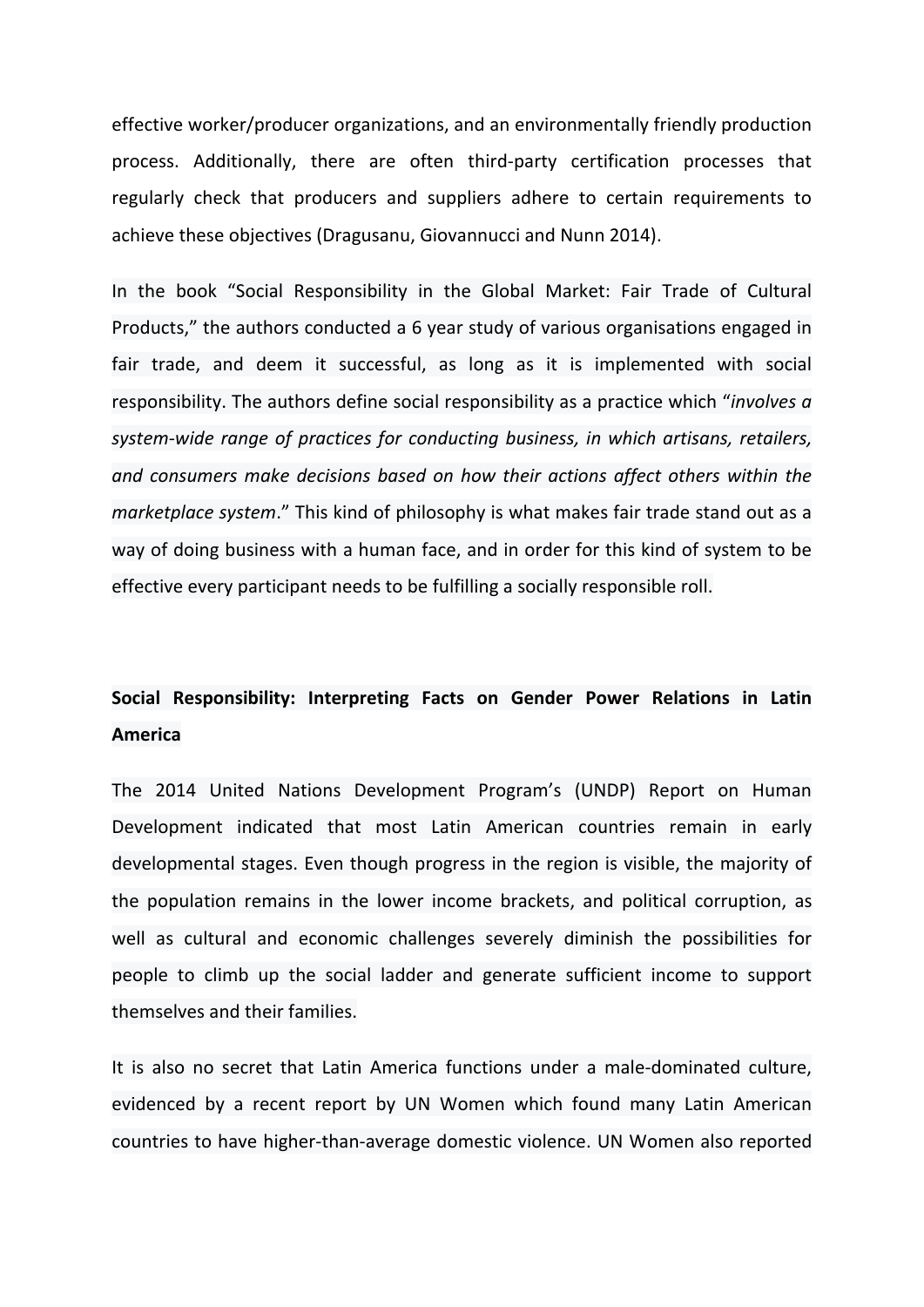effective worker/producer organizations, and an environmentally friendly production process. Additionally, there are often third-party certification processes that regularly check that producers and suppliers adhere to certain requirements to achieve these objectives (Dragusanu, Giovannucci and Nunn 2014).

In the book "Social Responsibility in the Global Market: Fair Trade of Cultural Products," the authors conducted a 6 year study of various organisations engaged in fair trade, and deem it successful, as long as it is implemented with social responsibility. The authors define social responsibility as a practice which "*involves a system-wide range of practices for conducting business, in which artisans, retailers, and consumers make decisions based on how their actions affect others within the marketplace system*." This kind of philosophy is what makes fair trade stand out as a way of doing business with a human face, and in order for this kind of system to be effective every participant needs to be fulfilling a socially responsible roll.

**Social Responsibility: Interpreting Facts on Gender Power Relations in Latin America**

The 2014 United Nations Development Program's (UNDP) Report on Human Development indicated that most Latin American countries remain in early developmental stages. Even though progress in the region is visible, the majority of the population remains in the lower income brackets, and political corruption, as well as cultural and economic challenges severely diminish the possibilities for people to climb up the social ladder and generate sufficient income to support themselves and their families.

It is also no secret that Latin America functions under a male-dominated culture, evidenced by a recent report by UN Women which found many Latin American countries to have higher-than-average domestic violence. UN Women also reported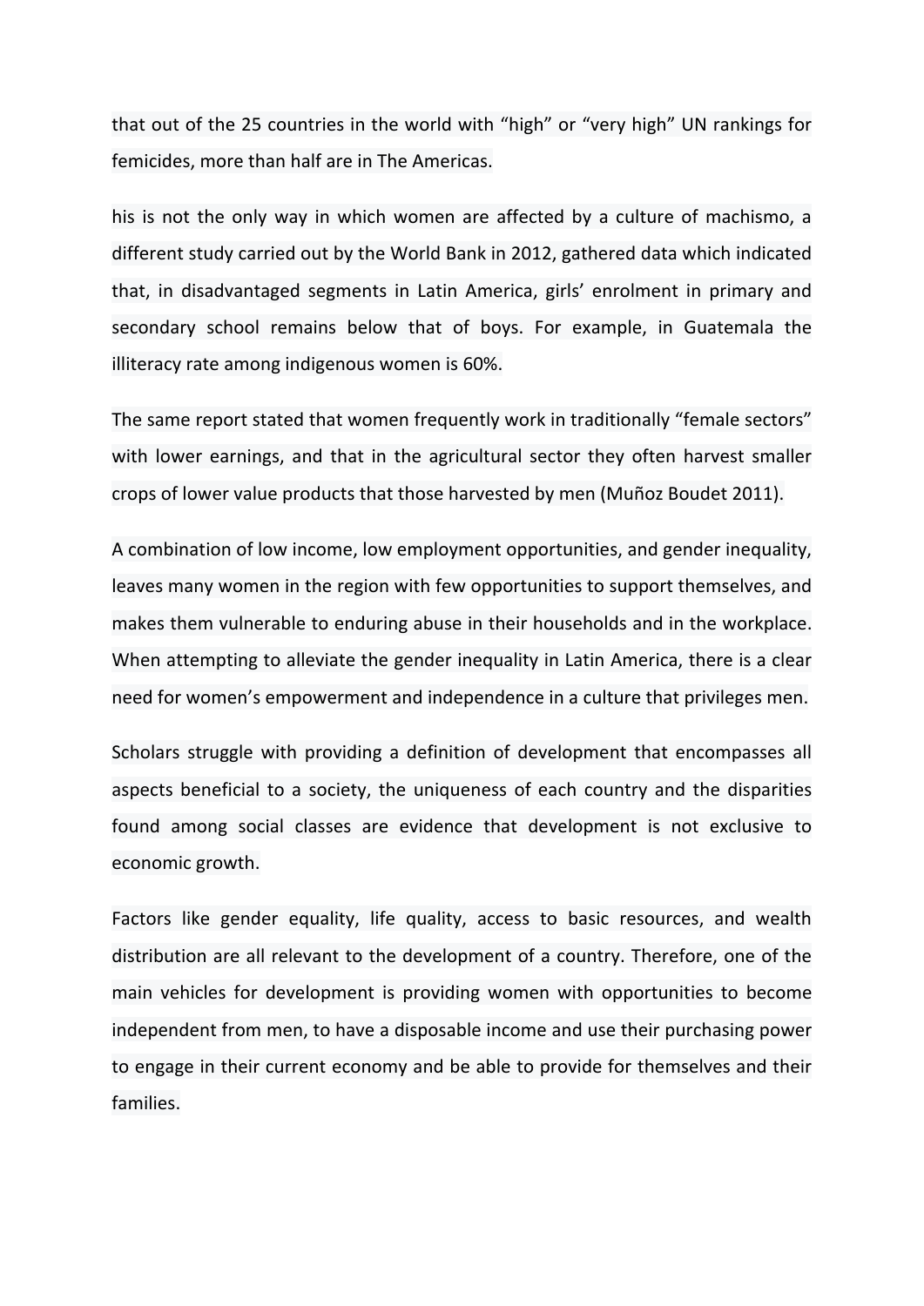that out of the 25 countries in the world with “high” or “very high” UN rankings for femicides, more than half are in The Americas.

his is not the only way in which women are affected by a culture of machismo, a different study carried out by the World Bank in 2012, gathered data which indicated that, in disadvantaged segments in Latin America, girls’ enrolment in primary and secondary school remains below that of boys. For example, in Guatemala the illiteracy rate among indigenous women is 60%.

The same report stated that women frequently work in traditionally “female sectors” with lower earnings, and that in the agricultural sector they often harvest smaller crops of lower value products that those harvested by men (Muñoz Boudet 2011).

A combination of low income, low employment opportunities, and gender inequality, leaves many women in the region with few opportunities to support themselves, and makes them vulnerable to enduring abuse in their households and in the workplace. When attempting to alleviate the gender inequality in Latin America, there is a clear need for women’s empowerment and independence in a culture that privileges men.

Scholars struggle with providing a definition of development that encompasses all aspects beneficial to a society, the uniqueness of each country and the disparities found among social classes are evidence that development is not exclusive to economic growth.

Factors like gender equality, life quality, access to basic resources, and wealth distribution are all relevant to the development of a country. Therefore, one of the main vehicles for development is providing women with opportunities to become independent from men, to have a disposable income and use their purchasing power to engage in their current economy and be able to provide for themselves and their families.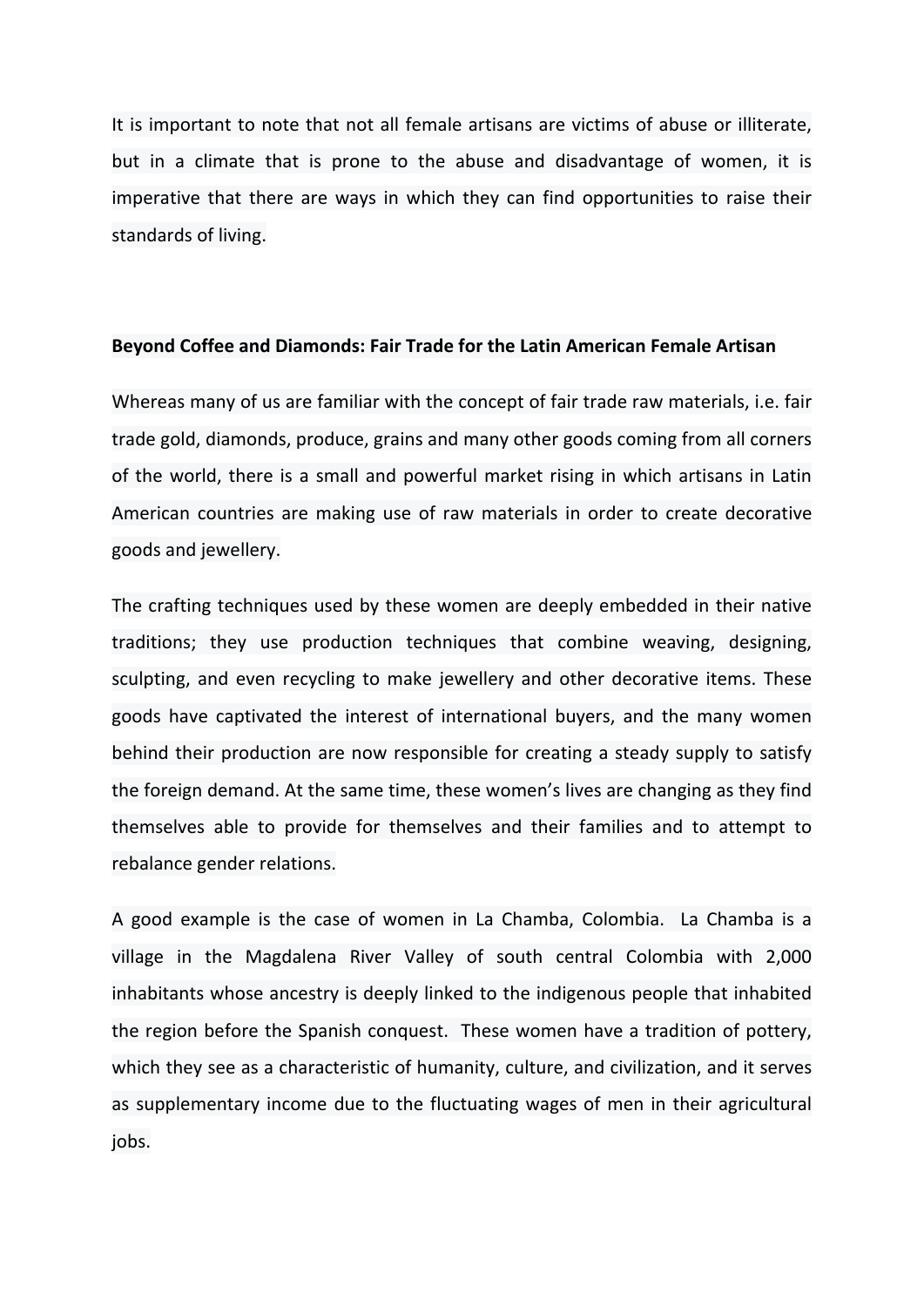It is important to note that not all female artisans are victims of abuse or illiterate, but in a climate that is prone to the abuse and disadvantage of women, it is imperative that there are ways in which they can find opportunities to raise their standards of living.

**Beyond Coffee and Diamonds: Fair Trade for the Latin American Female Artisan**

Whereas many of us are familiar with the concept of fair trade raw materials, i.e. fair trade gold, diamonds, produce, grains and many other goods coming from all corners of the world, there is a small and powerful market rising in which artisans in Latin American countries are making use of raw materials in order to create decorative goods and jewellery.

The crafting techniques used by these women are deeply embedded in their native traditions; they use production techniques that combine weaving, designing, sculpting, and even recycling to make jewellery and other decorative items. These goods have captivated the interest of international buyers, and the many women behind their production are now responsible for creating a steady supply to satisfy the foreign demand. At the same time, these women's lives are changing as they find themselves able to provide for themselves and their families and to attempt to rebalance gender relations.

A good example is the case of women in La Chamba, Colombia. La Chamba is a village in the Magdalena River Valley of south central Colombia with 2,000 inhabitants whose ancestry is deeply linked to the indigenous people that inhabited the region before the Spanish conquest. These women have a tradition of pottery, which they see as a characteristic of humanity, culture, and civilization, and it serves as supplementary income due to the fluctuating wages of men in their agricultural jobs.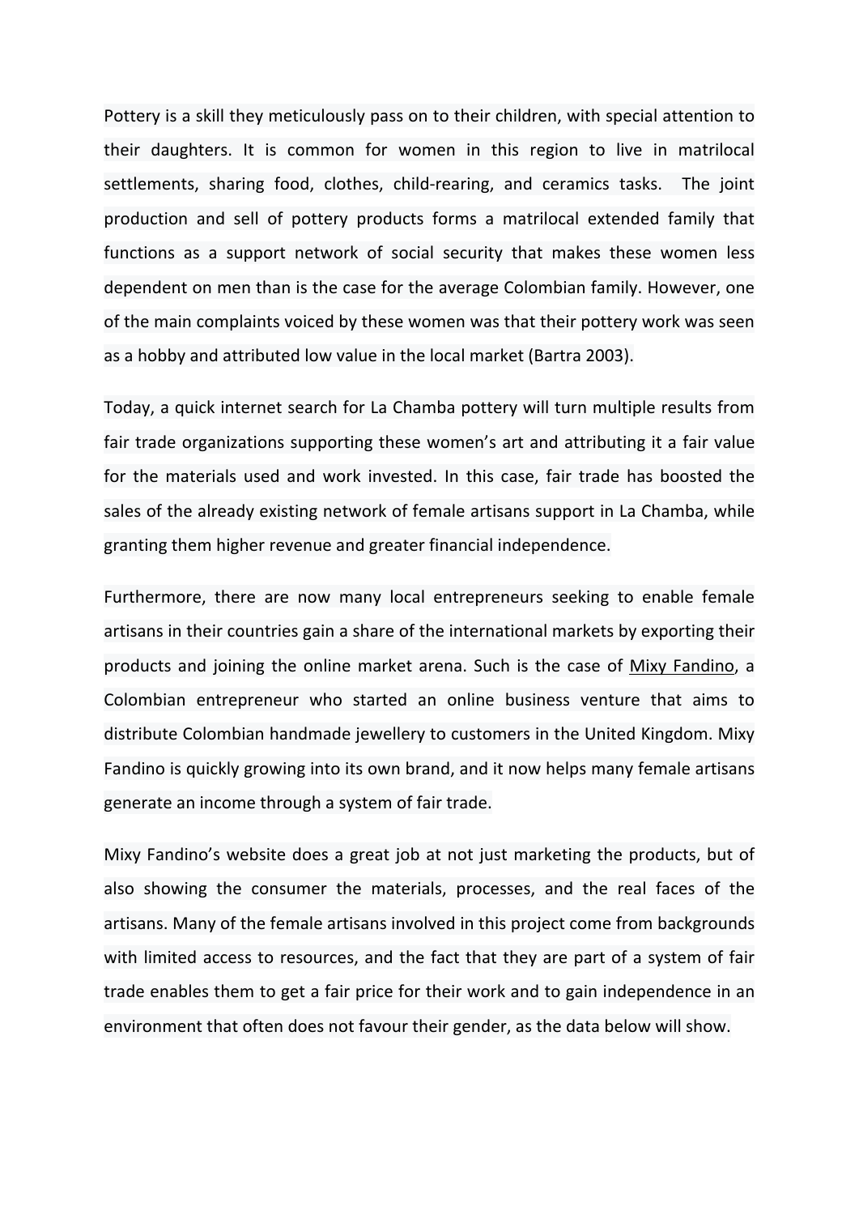Pottery is a skill they meticulously pass on to their children, with special attention to their daughters. It is common for women in this region to live in matrilocal settlements, sharing food, clothes, child-rearing, and ceramics tasks. The joint production and sell of pottery products forms a matrilocal extended family that functions as a support network of social security that makes these women less dependent on men than is the case for the average Colombian family. However, one of the main complaints voiced by these women was that their pottery work was seen as a hobby and attributed low value in the local market (Bartra 2003).

Today, a quick internet search for La Chamba pottery will turn multiple results from fair trade organizations supporting these women's art and attributing it a fair value for the materials used and work invested. In this case, fair trade has boosted the sales of the already existing network of female artisans support in La Chamba, while granting them higher revenue and greater financial independence.

Furthermore, there are now many local entrepreneurs seeking to enable female artisans in their countries gain a share of the international markets by exporting their products and joining the online market arena. Such is the case of Mixy Fandino, a Colombian entrepreneur who started an online business venture that aims to distribute Colombian handmade jewellery to customers in the United Kingdom. Mixy Fandino is quickly growing into its own brand, and it now helps many female artisans generate an income through a system of fair trade.

Mixy Fandino's website does a great job at not just marketing the products, but of also showing the consumer the materials, processes, and the real faces of the artisans. Many of the female artisans involved in this project come from backgrounds with limited access to resources, and the fact that they are part of a system of fair trade enables them to get a fair price for their work and to gain independence in an environment that often does not favour their gender, as the data below will show.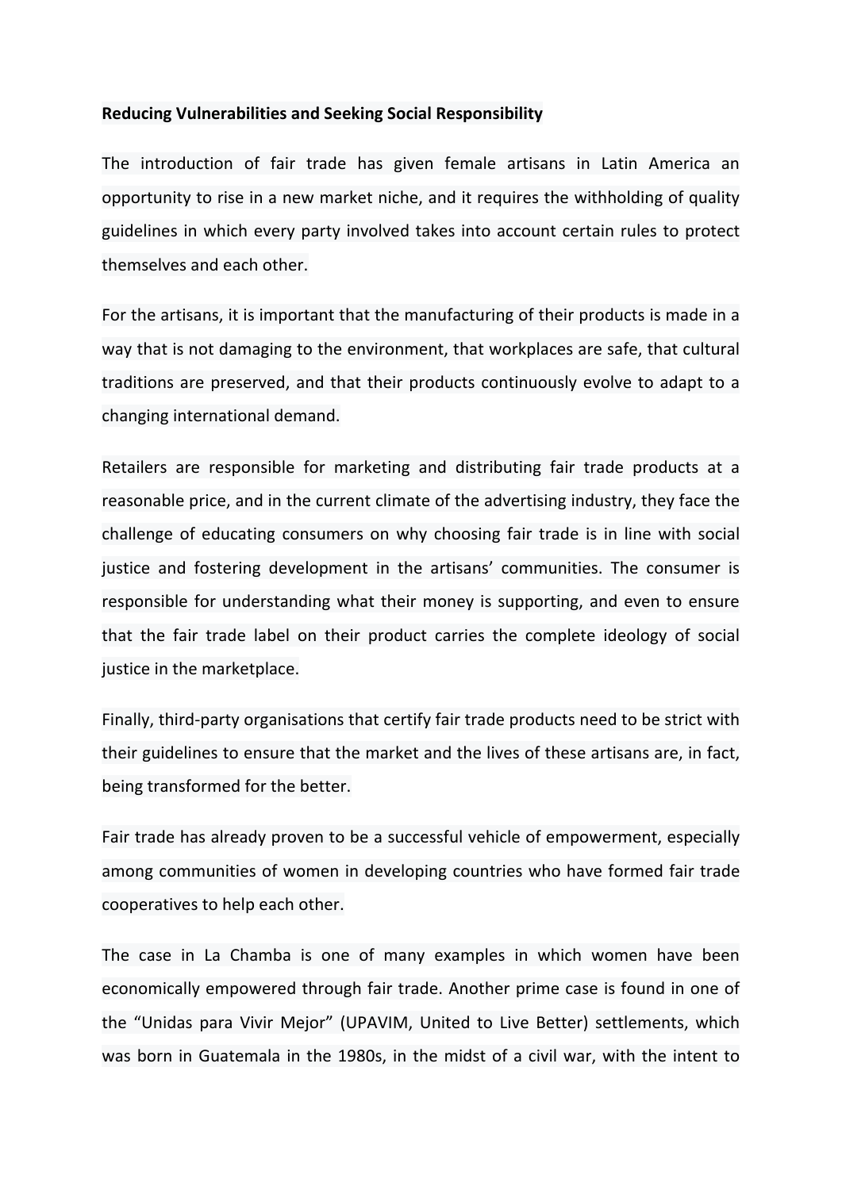**Reducing Vulnerabilities and Seeking Social Responsibility**

The introduction of fair trade has given female artisans in Latin America an opportunity to rise in a new market niche, and it requires the withholding of quality guidelines in which every party involved takes into account certain rules to protect themselves and each other.

For the artisans, it is important that the manufacturing of their products is made in a way that is not damaging to the environment, that workplaces are safe, that cultural traditions are preserved, and that their products continuously evolve to adapt to a changing international demand.

Retailers are responsible for marketing and distributing fair trade products at a reasonable price, and in the current climate of the advertising industry, they face the challenge of educating consumers on why choosing fair trade is in line with social justice and fostering development in the artisans' communities. The consumer is responsible for understanding what their money is supporting, and even to ensure that the fair trade label on their product carries the complete ideology of social justice in the marketplace.

Finally, third-party organisations that certify fair trade products need to be strict with their guidelines to ensure that the market and the lives of these artisans are, in fact, being transformed for the better.

Fair trade has already proven to be a successful vehicle of empowerment, especially among communities of women in developing countries who have formed fair trade cooperatives to help each other.

The case in La Chamba is one of many examples in which women have been economically empowered through fair trade. Another prime case is found in one of the "Unidas para Vivir Mejor" (UPAVIM, United to Live Better) settlements, which was born in Guatemala in the 1980s, in the midst of a civil war, with the intent to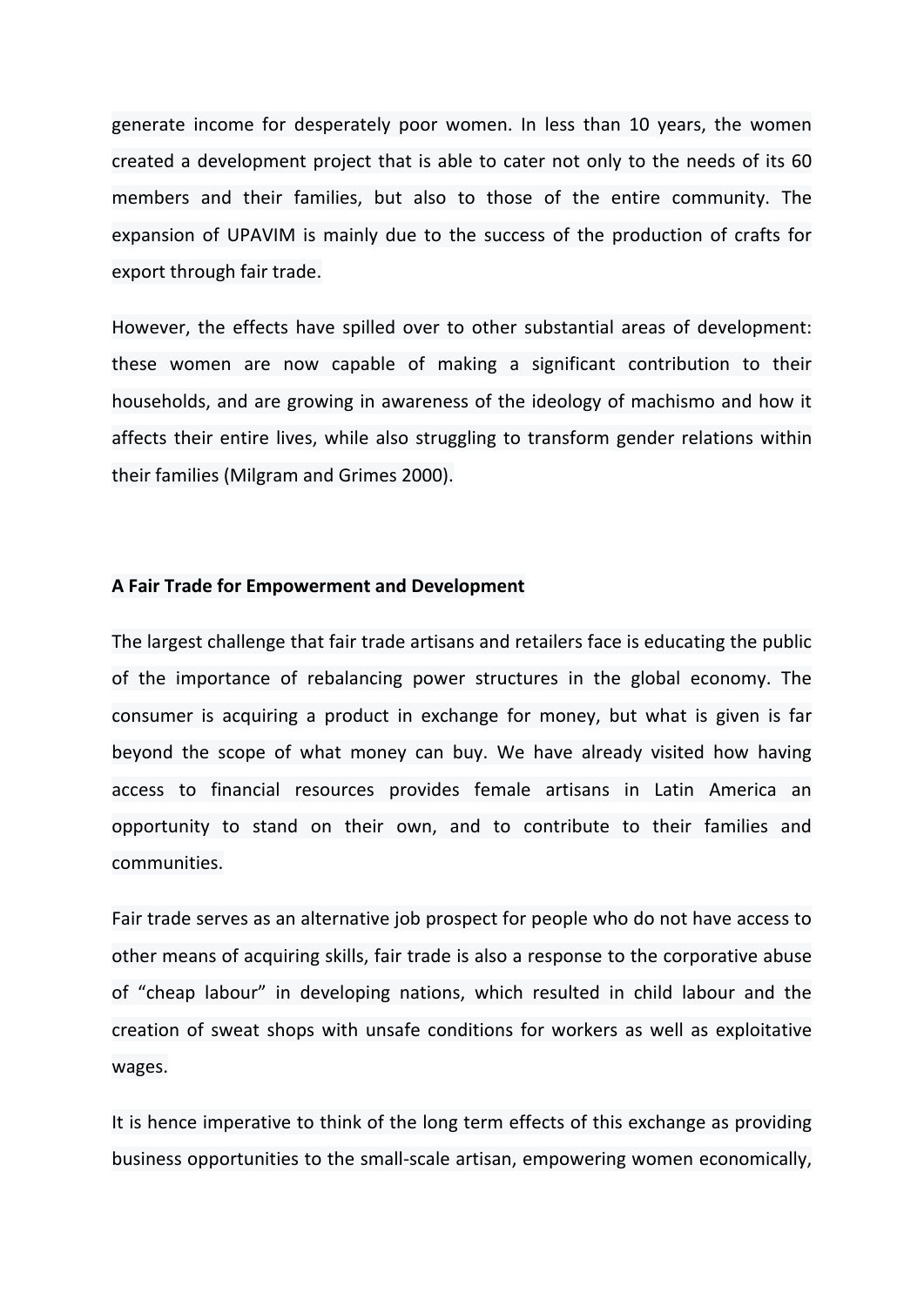generate income for desperately poor women. In less than 10 years, the women created a development project that is able to cater not only to the needs of its 60 members and their families, but also to those of the entire community. The expansion of UPAVIM is mainly due to the success of the production of crafts for export through fair trade.

However, the effects have spilled over to other substantial areas of development: these women are now capable of making a significant contribution to their households, and are growing in awareness of the ideology of machismo and how it affects their entire lives, while also struggling to transform gender relations within their families (Milgram and Grimes 2000).

**A Fair Trade for Empowerment and Development**

The largest challenge that fair trade artisans and retailers face is educating the public of the importance of rebalancing power structures in the global economy. The consumer is acquiring a product in exchange for money, but what is given is far beyond the scope of what money can buy. We have already visited how having access to financial resources provides female artisans in Latin America an opportunity to stand on their own, and to contribute to their families and communities.

Fair trade serves as an alternative job prospect for people who do not have access to other means of acquiring skills, fair trade is also a response to the corporative abuse of "cheap labour" in developing nations, which resulted in child labour and the creation of sweat shops with unsafe conditions for workers as well as exploitative wages.

It is hence imperative to think of the long term effects of this exchange as providing business opportunities to the small-scale artisan, empowering women economically,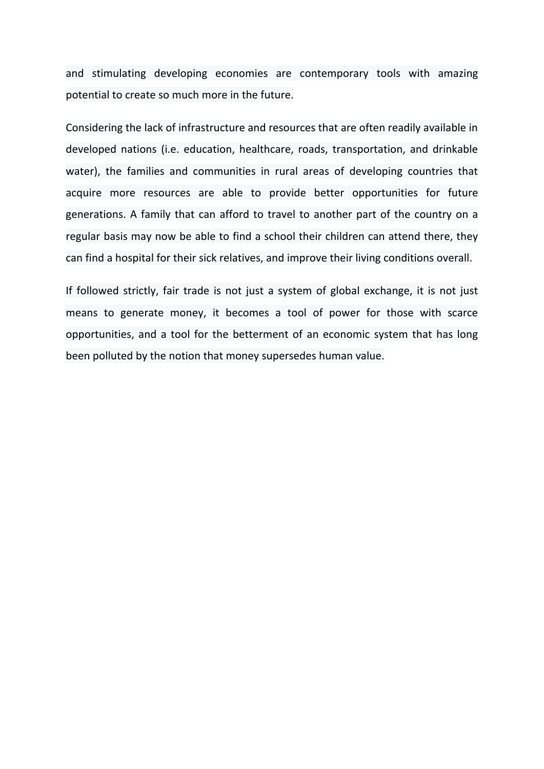and stimulating developing economies are contemporary tools with amazing potential to create so much more in the future.

Considering the lack of infrastructure and resources that are often readily available in developed nations (i.e. education, healthcare, roads, transportation, and drinkable water), the families and communities in rural areas of developing countries that acquire more resources are able to provide better opportunities for future generations. A family that can afford to travel to another part of the country on a regular basis may now be able to find a school their children can attend there, they can find a hospital for their sick relatives, and improve their living conditions overall.

If followed strictly, fair trade is not just a system of global exchange, it is not just means to generate money, it becomes a tool of power for those with scarce opportunities, and a tool for the betterment of an economic system that has long been polluted by the notion that money supersedes human value.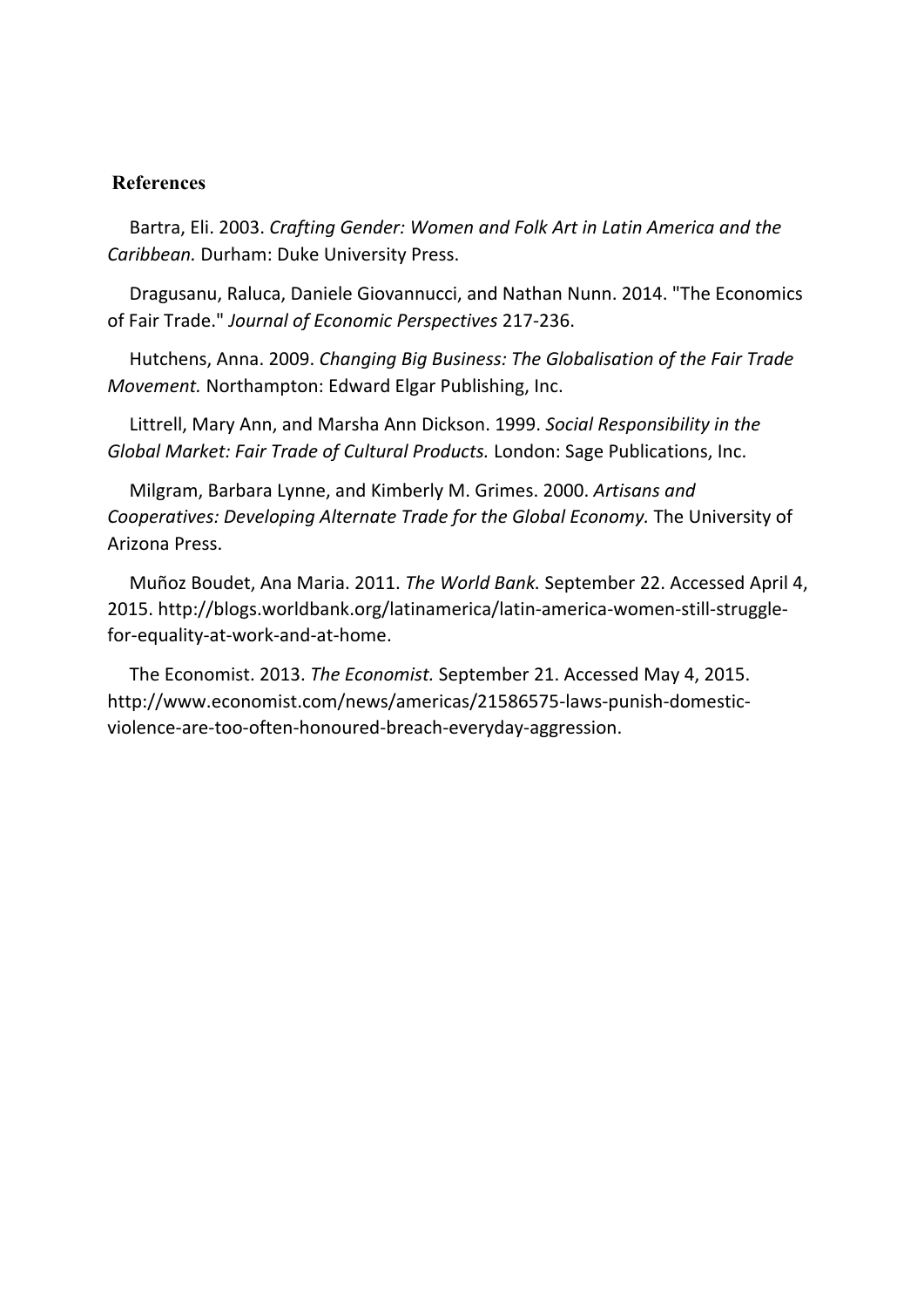## References

Bartra, Eli. 2003. *Crafting Gender: Women and Folk Art in Latin America and the Caribbean.* Durham: Duke University Press.

Dragusanu, Raluca, Daniele Giovannucci, and Nathan Nunn. 2014. "The Economics of Fair Trade." *Journal of Economic Perspectives* 217-236.

Hutchens, Anna. 2009. *Changing Big Business: The Globalisation of the Fair Trade Movement.* Northampton: Edward Elgar Publishing, Inc.

Littrell, Mary Ann, and Marsha Ann Dickson. 1999. *Social Responsibility in the Global Market: Fair Trade of Cultural Products.* London: Sage Publications, Inc.

Milgram, Barbara Lynne, and Kimberly M. Grimes. 2000. *Artisans and Cooperatives: Developing Alternate Trade for the Global Economy.* The University of Arizona Press.

Muñoz Boudet, Ana Maria. 2011. *The World Bank.* September 22. Accessed April 4, 2015. http://blogs.worldbank.org/latinamerica/latin-america-women-still-struggle-for-equality-at-work-and-at-home.

The Economist. 2013. *The Economist.* September 21. Accessed May 4, 2015. http://www.economist.com/news/americas/21586575-laws-punish-domestic-violence-are-too-often-honoured-breach-everyday-aggression.